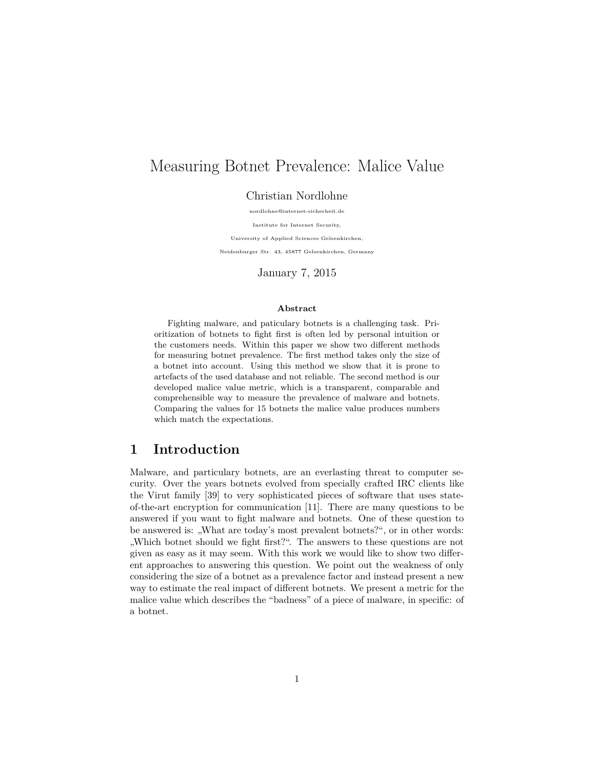# Measuring Botnet Prevalence: Malice Value

Christian Nordlohne

nordlohne@internet-sicherheit.de

Institute for Internet Security,

University of Applied Sciences Gelsenkirchen,

Neidenburger Str. 43, 45877 Gelsenkirchen, Germany

January 7, 2015

### Abstract

Fighting malware, and paticulary botnets is a challenging task. Prioritization of botnets to fight first is often led by personal intuition or the customers needs. Within this paper we show two different methods for measuring botnet prevalence. The first method takes only the size of a botnet into account. Using this method we show that it is prone to artefacts of the used database and not reliable. The second method is our developed malice value metric, which is a transparent, comparable and comprehensible way to measure the prevalence of malware and botnets. Comparing the values for 15 botnets the malice value produces numbers which match the expectations.

## 1 Introduction

Malware, and particulary botnets, are an everlasting threat to computer security. Over the years botnets evolved from specially crafted IRC clients like the Virut family [39] to very sophisticated pieces of software that uses state-of-the-art encryption for communication [11]. There are many questions to be answered if you want to fight malware and botnets. One of these question to be answered is: „What are today's most prevalent botnets?“, or in other words: „Which botnet should we fight first?“. The answers to these questions are not given as easy as it may seem. With this work we would like to show two different approaches to answering this question. We point out the weakness of only considering the size of a botnet as a prevalence factor and instead present a new way to estimate the real impact of different botnets. We present a metric for the malice value which describes the "badness" of a piece of malware, in specific: of a botnet.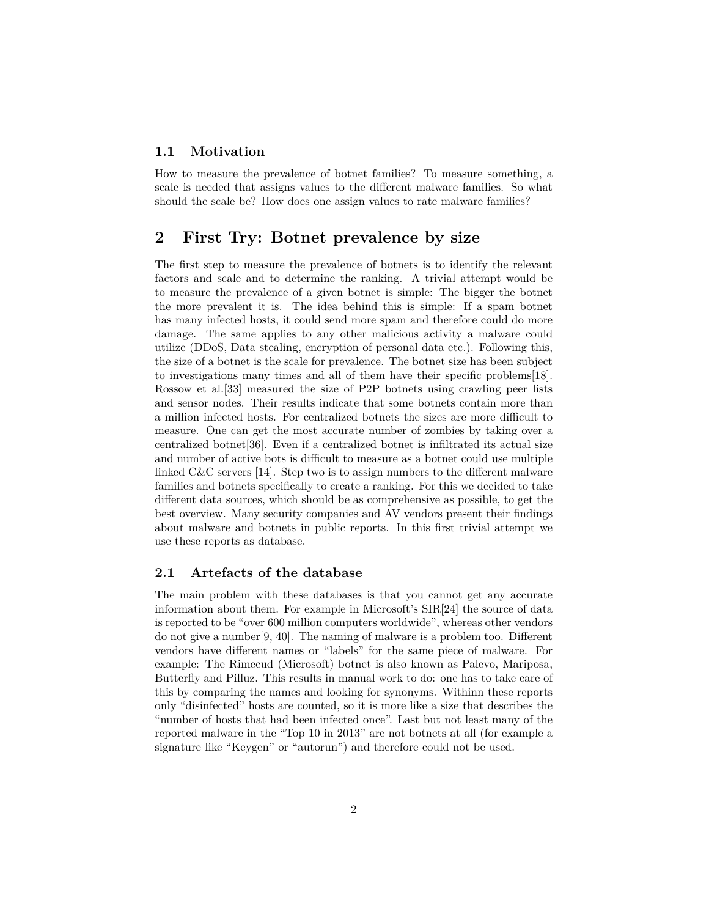### 1.1 Motivation

How to measure the prevalence of botnet families? To measure something, a scale is needed that assigns values to the different malware families. So what should the scale be? How does one assign values to rate malware families?

## 2 First Try: Botnet prevalence by size

The first step to measure the prevalence of botnets is to identify the relevant factors and scale and to determine the ranking. A trivial attempt would be to measure the prevalence of a given botnet is simple: The bigger the botnet the more prevalent it is. The idea behind this is simple: If a spam botnet has many infected hosts, it could send more spam and therefore could do more damage. The same applies to any other malicious activity a malware could utilize (DDoS, Data stealing, encryption of personal data etc.). Following this, the size of a botnet is the scale for prevalence. The botnet size has been subject to investigations many times and all of them have their specific problems[18]. Rossow et al.[33] measured the size of P2P botnets using crawling peer lists and sensor nodes. Their results indicate that some botnets contain more than a million infected hosts. For centralized botnets the sizes are more difficult to measure. One can get the most accurate number of zombies by taking over a centralized botnet[36]. Even if a centralized botnet is infiltrated its actual size and number of active bots is difficult to measure as a botnet could use multiple linked C&C servers [14]. Step two is to assign numbers to the different malware families and botnets specifically to create a ranking. For this we decided to take different data sources, which should be as comprehensive as possible, to get the best overview. Many security companies and AV vendors present their findings about malware and botnets in public reports. In this first trivial attempt we use these reports as database.

### 2.1 Artefacts of the database

The main problem with these databases is that you cannot get any accurate information about them. For example in Microsoft's SIR[24] the source of data is reported to be "over 600 million computers worldwide", whereas other vendors do not give a number[9, 40]. The naming of malware is a problem too. Different vendors have different names or "labels" for the same piece of malware. For example: The Rimecud (Microsoft) botnet is also known as Palevo, Mariposa, Butterfly and Pilluz. This results in manual work to do: one has to take care of this by comparing the names and looking for synonyms. Withinn these reports only "disinfected" hosts are counted, so it is more like a size that describes the "number of hosts that had been infected once". Last but not least many of the reported malware in the "Top 10 in 2013" are not botnets at all (for example a signature like "Keygen" or "autorun") and therefore could not be used.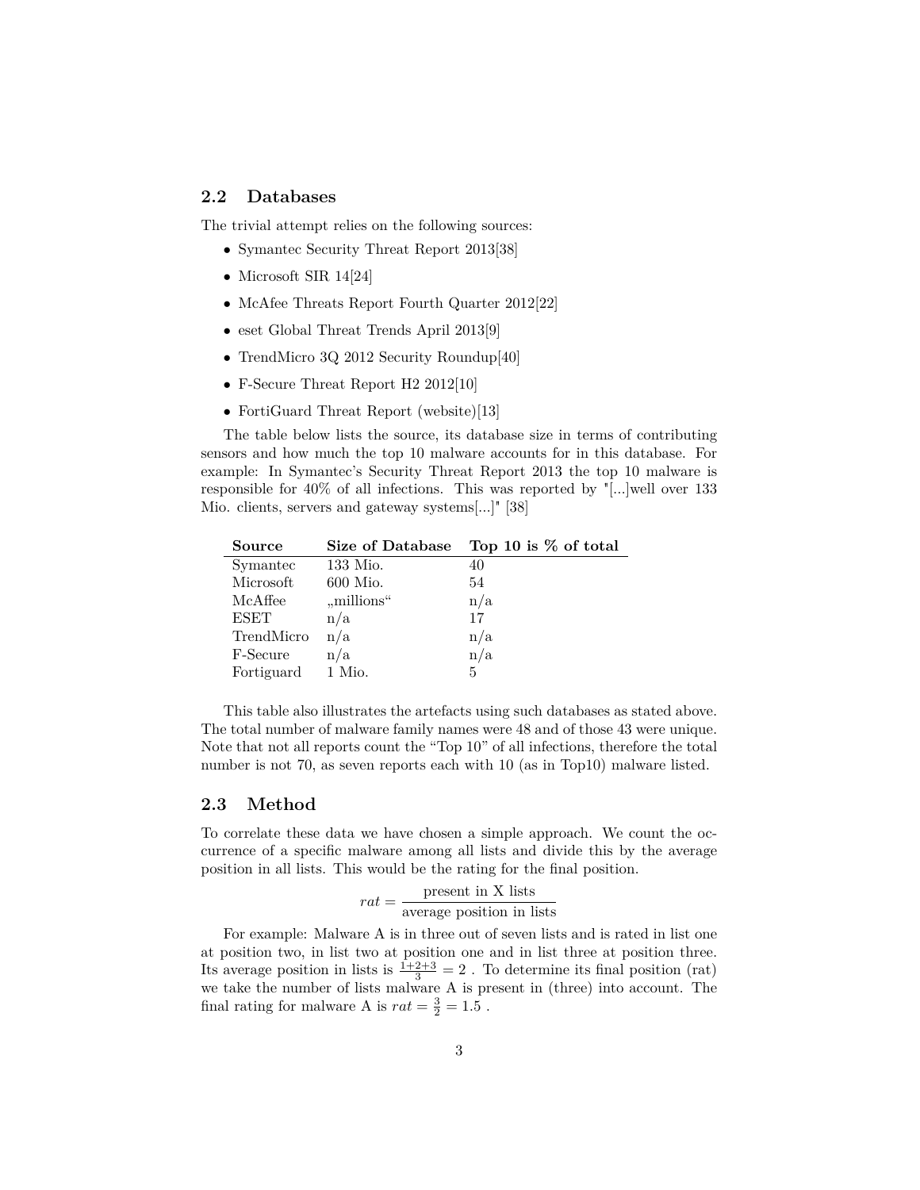## 2.2 Databases

The trivial attempt relies on the following sources:

- Symantec Security Threat Report 2013[38]
- Microsoft SIR 14[24]
- McAfee Threats Report Fourth Quarter 2012[22]
- eset Global Threat Trends April 2013[9]
- TrendMicro 3Q 2012 Security Roundup[40]
- F-Secure Threat Report H2 2012[10]
- FortiGuard Threat Report (website)[13]

The table below lists the source, its database size in terms of contributing sensors and how much the top 10 malware accounts for in this database. For example: In Symantec's Security Threat Report 2013 the top 10 malware is responsible for 40% of all infections. This was reported by "[...]well over 133 Mio. clients, servers and gateway systems[...]" [38]

| Source | Size of Database | Top 10 is % of total |
|---|---|---|
| Symantec | 133 Mio. | 40 |
| Microsoft | 600 Mio. | 54 |
| McAffee | „millions“ | n/a |
| ESET | n/a | 17 |
| TrendMicro | n/a | n/a |
| F-Secure | n/a | n/a |
| Fortiguard | 1 Mio. | 5 |

This table also illustrates the artefacts using such databases as stated above. The total number of malware family names were 48 and of those 43 were unique. Note that not all reports count the "Top 10" of all infections, therefore the total number is not 70, as seven reports each with 10 (as in Top10) malware listed.

## 2.3 Method

To correlate these data we have chosen a simple approach. We count the occurrence of a specific malware among all lists and divide this by the average position in all lists. This would be the rating for the final position.

$$rat = \frac{\text{present in X lists}}{\text{average position in lists}}$$

For example: Malware A is in three out of seven lists and is rated in list one at position two, in list two at position one and in list three at position three. Its average position in lists is $\frac{1+2+3}{3} = 2$ . To determine its final position (rat) we take the number of lists malware A is present in (three) into account. The final rating for malware A is $rat = \frac{3}{2} = 1.5$ .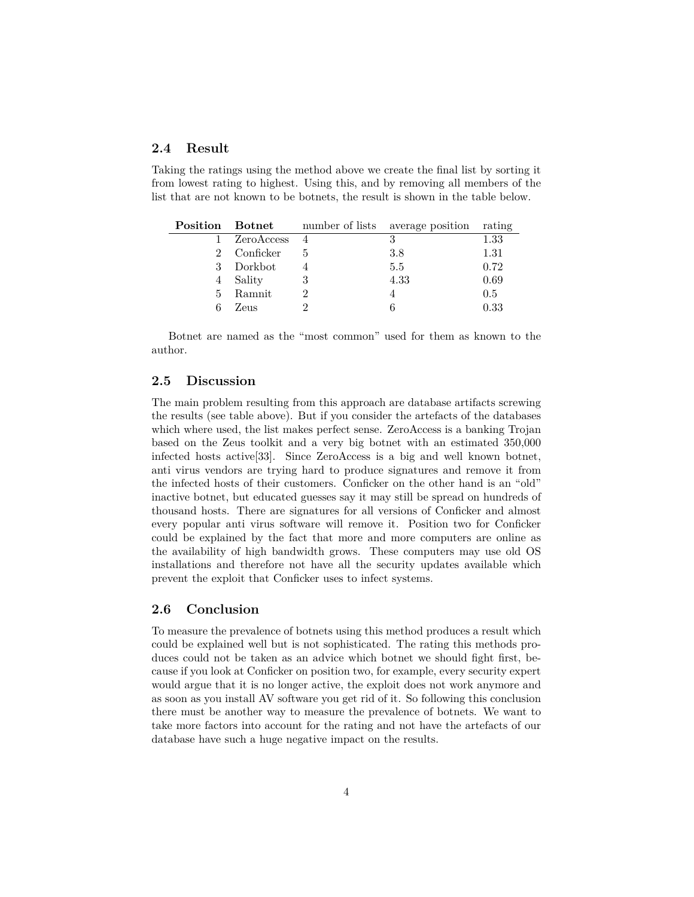## 2.4 Result

Taking the ratings using the method above we create the final list by sorting it from lowest rating to highest. Using this, and by removing all members of the list that are not known to be botnets, the result is shown in the table below.

| **Position** | **Botnet** | number of lists | average position | rating |
|---|---|---|---|---|
| 1 | ZeroAccess | 4 | 3 | 1.33 |
| 2 | Conficker | 5 | 3.8 | 1.31 |
| 3 | Dorkbot | 4 | 5.5 | 0.72 |
| 4 | Sality | 3 | 4.33 | 0.69 |
| 5 | Ramnit | 2 | 4 | 0.5 |
| 6 | Zeus | 2 | 6 | 0.33 |

Botnet are named as the "most common" used for them as known to the author.

## 2.5 Discussion

The main problem resulting from this approach are database artifacts screwing the results (see table above). But if you consider the artefacts of the databases which where used, the list makes perfect sense. ZeroAccess is a banking Trojan based on the Zeus toolkit and a very big botnet with an estimated 350,000 infected hosts active[33]. Since ZeroAccess is a big and well known botnet, anti virus vendors are trying hard to produce signatures and remove it from the infected hosts of their customers. Conficker on the other hand is an "old" inactive botnet, but educated guesses say it may still be spread on hundreds of thousand hosts. There are signatures for all versions of Conficker and almost every popular anti virus software will remove it. Position two for Conficker could be explained by the fact that more and more computers are online as the availability of high bandwidth grows. These computers may use old OS installations and therefore not have all the security updates available which prevent the exploit that Conficker uses to infect systems.

## 2.6 Conclusion

To measure the prevalence of botnets using this method produces a result which could be explained well but is not sophisticated. The rating this methods produces could not be taken as an advice which botnet we should fight first, because if you look at Conficker on position two, for example, every security expert would argue that it is no longer active, the exploit does not work anymore and as soon as you install AV software you get rid of it. So following this conclusion there must be another way to measure the prevalence of botnets. We want to take more factors into account for the rating and not have the artefacts of our database have such a huge negative impact on the results.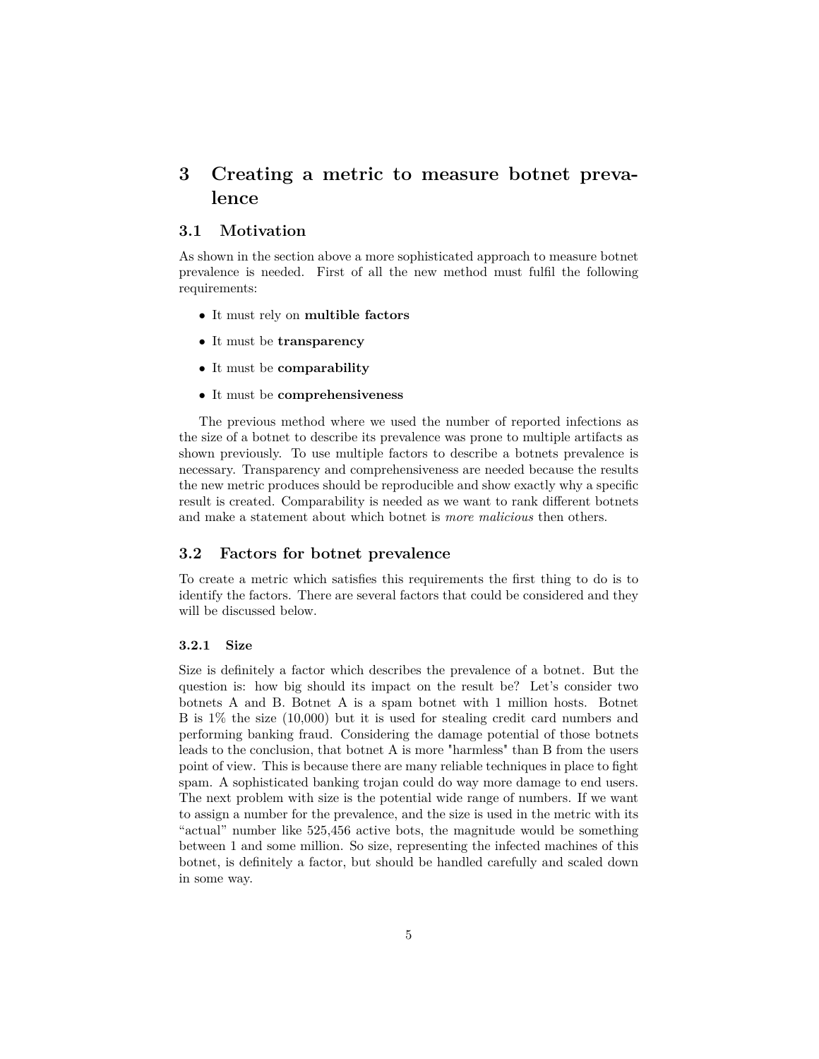# 3 Creating a metric to measure botnet prevalence

## 3.1 Motivation

As shown in the section above a more sophisticated approach to measure botnet prevalence is needed. First of all the new method must fulfil the following requirements:

- It must rely on **multible factors**
- It must be **transparency**
- It must be **comparability**
- It must be **comprehensiveness**

The previous method where we used the number of reported infections as the size of a botnet to describe its prevalence was prone to multiple artifacts as shown previously. To use multiple factors to describe a botnets prevalence is necessary. Transparency and comprehensiveness are needed because the results the new metric produces should be reproducible and show exactly why a specific result is created. Comparability is needed as we want to rank different botnets and make a statement about which botnet is *more malicious* then others.

## 3.2 Factors for botnet prevalence

To create a metric which satisfies this requirements the first thing to do is to identify the factors. There are several factors that could be considered and they will be discussed below.

### 3.2.1 Size

Size is definitely a factor which describes the prevalence of a botnet. But the question is: how big should its impact on the result be? Let's consider two botnets A and B. Botnet A is a spam botnet with 1 million hosts. Botnet B is 1% the size (10,000) but it is used for stealing credit card numbers and performing banking fraud. Considering the damage potential of those botnets leads to the conclusion, that botnet A is more "harmless" than B from the users point of view. This is because there are many reliable techniques in place to fight spam. A sophisticated banking trojan could do way more damage to end users. The next problem with size is the potential wide range of numbers. If we want to assign a number for the prevalence, and the size is used in the metric with its "actual" number like 525,456 active bots, the magnitude would be something between 1 and some million. So size, representing the infected machines of this botnet, is definitely a factor, but should be handled carefully and scaled down in some way.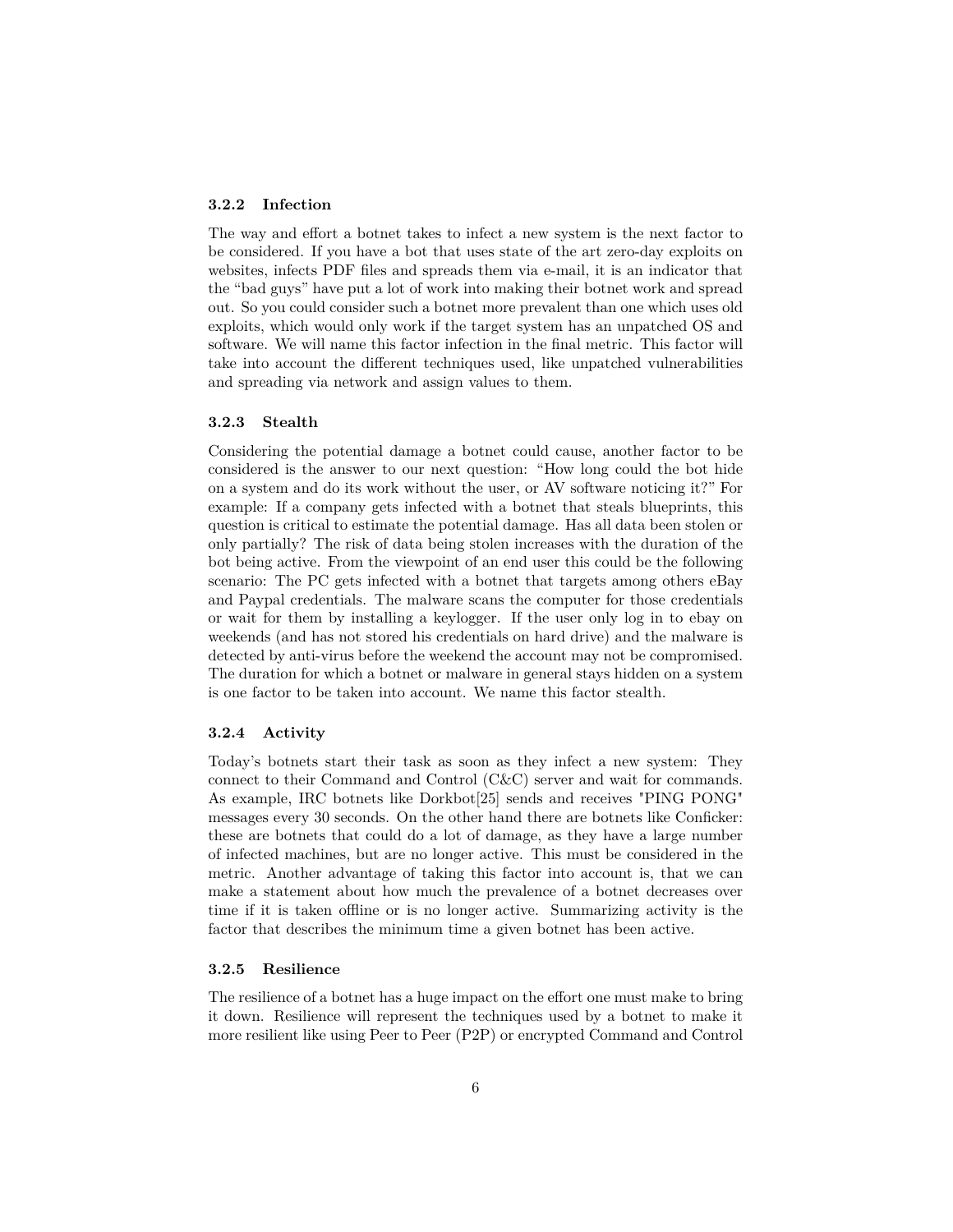### 3.2.2 Infection

The way and effort a botnet takes to infect a new system is the next factor to be considered. If you have a bot that uses state of the art zero-day exploits on websites, infects PDF files and spreads them via e-mail, it is an indicator that the "bad guys" have put a lot of work into making their botnet work and spread out. So you could consider such a botnet more prevalent than one which uses old exploits, which would only work if the target system has an unpatched OS and software. We will name this factor infection in the final metric. This factor will take into account the different techniques used, like unpatched vulnerabilities and spreading via network and assign values to them.

### 3.2.3 Stealth

Considering the potential damage a botnet could cause, another factor to be considered is the answer to our next question: "How long could the bot hide on a system and do its work without the user, or AV software noticing it?" For example: If a company gets infected with a botnet that steals blueprints, this question is critical to estimate the potential damage. Has all data been stolen or only partially? The risk of data being stolen increases with the duration of the bot being active. From the viewpoint of an end user this could be the following scenario: The PC gets infected with a botnet that targets among others eBay and Paypal credentials. The malware scans the computer for those credentials or wait for them by installing a keylogger. If the user only log in to ebay on weekends (and has not stored his credentials on hard drive) and the malware is detected by anti-virus before the weekend the account may not be compromised. The duration for which a botnet or malware in general stays hidden on a system is one factor to be taken into account. We name this factor stealth.

### 3.2.4 Activity

Today's botnets start their task as soon as they infect a new system: They connect to their Command and Control (C&C) server and wait for commands. As example, IRC botnets like Dorkbot[25] sends and receives "PING PONG" messages every 30 seconds. On the other hand there are botnets like Conficker: these are botnets that could do a lot of damage, as they have a large number of infected machines, but are no longer active. This must be considered in the metric. Another advantage of taking this factor into account is, that we can make a statement about how much the prevalence of a botnet decreases over time if it is taken offline or is no longer active. Summarizing activity is the factor that describes the minimum time a given botnet has been active.

### 3.2.5 Resilience

The resilience of a botnet has a huge impact on the effort one must make to bring it down. Resilience will represent the techniques used by a botnet to make it more resilient like using Peer to Peer (P2P) or encrypted Command and Control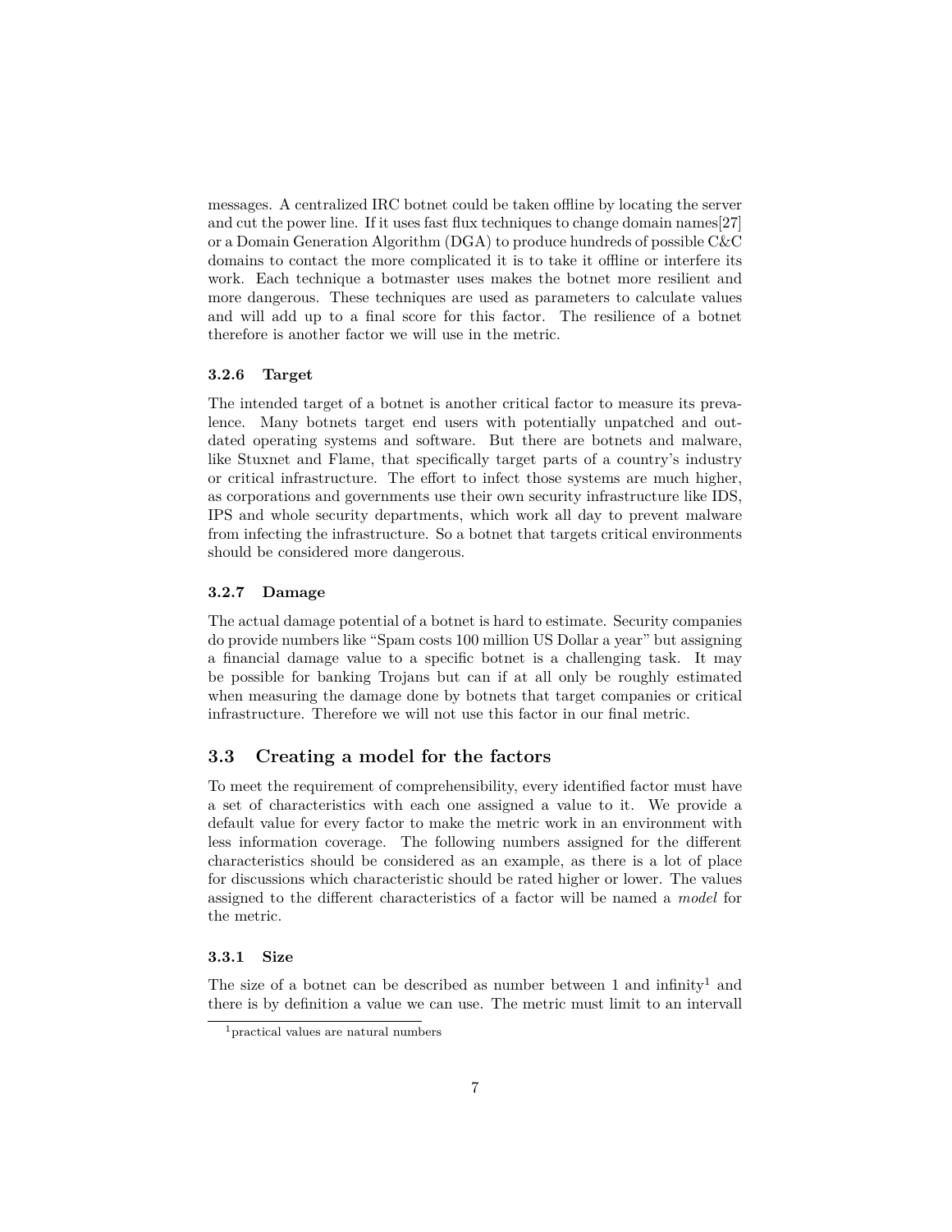messages. A centralized IRC botnet could be taken offline by locating the server and cut the power line. If it uses fast flux techniques to change domain names[27] or a Domain Generation Algorithm (DGA) to produce hundreds of possible C&C domains to contact the more complicated it is to take it offline or interfere its work. Each technique a botmaster uses makes the botnet more resilient and more dangerous. These techniques are used as parameters to calculate values and will add up to a final score for this factor. The resilience of a botnet therefore is another factor we will use in the metric.

#### 3.2.6 Target

The intended target of a botnet is another critical factor to measure its prevalence. Many botnets target end users with potentially unpatched and outdated operating systems and software. But there are botnets and malware, like Stuxnet and Flame, that specifically target parts of a country's industry or critical infrastructure. The effort to infect those systems are much higher, as corporations and governments use their own security infrastructure like IDS, IPS and whole security departments, which work all day to prevent malware from infecting the infrastructure. So a botnet that targets critical environments should be considered more dangerous.

#### 3.2.7 Damage

The actual damage potential of a botnet is hard to estimate. Security companies do provide numbers like "Spam costs 100 million US Dollar a year" but assigning a financial damage value to a specific botnet is a challenging task. It may be possible for banking Trojans but can if at all only be roughly estimated when measuring the damage done by botnets that target companies or critical infrastructure. Therefore we will not use this factor in our final metric.

### 3.3 Creating a model for the factors

To meet the requirement of comprehensibility, every identified factor must have a set of characteristics with each one assigned a value to it. We provide a default value for every factor to make the metric work in an environment with less information coverage. The following numbers assigned for the different characteristics should be considered as an example, as there is a lot of place for discussions which characteristic should be rated higher or lower. The values assigned to the different characteristics of a factor will be named a *model* for the metric.

#### 3.3.1 Size

The size of a botnet can be described as number between 1 and infinity[1] and there is by definition a value we can use. The metric must limit to an intervall

[1] practical values are natural numbers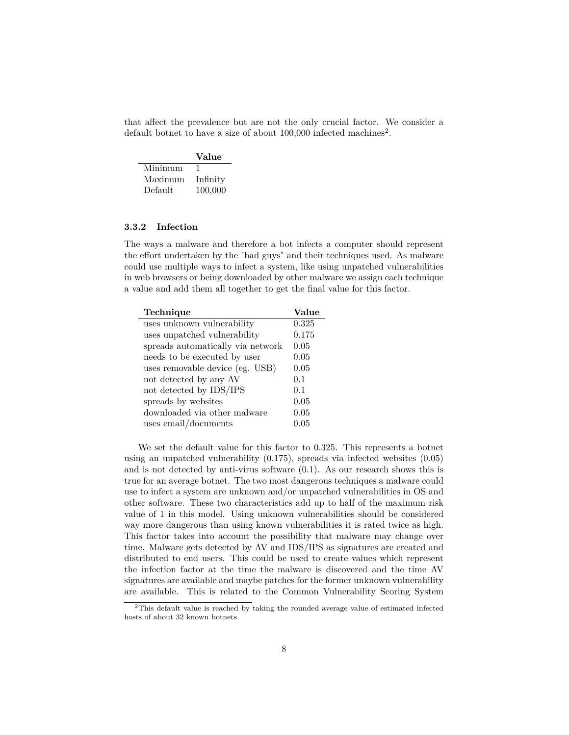that affect the prevalence but are not the only crucial factor. We consider a default botnet to have a size of about 100,000 infected machines[2].

| | Value |
|---|---|
| Minimum | 1 |
| Maximum | Infinity |
| Default | 100,000 |

### 3.3.2 Infection

The ways a malware and therefore a bot infects a computer should represent the effort undertaken by the "bad guys" and their techniques used. As malware could use multiple ways to infect a system, like using unpatched vulnerabilities in web browsers or being downloaded by other malware we assign each technique a value and add them all together to get the final value for this factor.

| Technique | Value |
|---|---|
| uses unknown vulnerability | 0.325 |
| uses unpatched vulnerability | 0.175 |
| spreads automatically via network | 0.05 |
| needs to be executed by user | 0.05 |
| uses removable device (eg. USB) | 0.05 |
| not detected by any AV | 0.1 |
| not detected by IDS/IPS | 0.1 |
| spreads by websites | 0.05 |
| downloaded via other malware | 0.05 |
| uses email/documents | 0.05 |

We set the default value for this factor to 0.325. This represents a botnet using an unpatched vulnerability (0.175), spreads via infected websites (0.05) and is not detected by anti-virus software (0.1). As our research shows this is true for an average botnet. The two most dangerous techniques a malware could use to infect a system are unknown and/or unpatched vulnerabilities in OS and other software. These two characteristics add up to half of the maximum risk value of 1 in this model. Using unknown vulnerabilities should be considered way more dangerous than using known vulnerabilities it is rated twice as high. This factor takes into account the possibility that malware may change over time. Malware gets detected by AV and IDS/IPS as signatures are created and distributed to end users. This could be used to create values which represent the infection factor at the time the malware is discovered and the time AV signatures are available and maybe patches for the former unknown vulnerability are available. This is related to the Common Vulnerability Scoring System

[2] This default value is reached by taking the rounded average value of estimated infected hosts of about 32 known botnets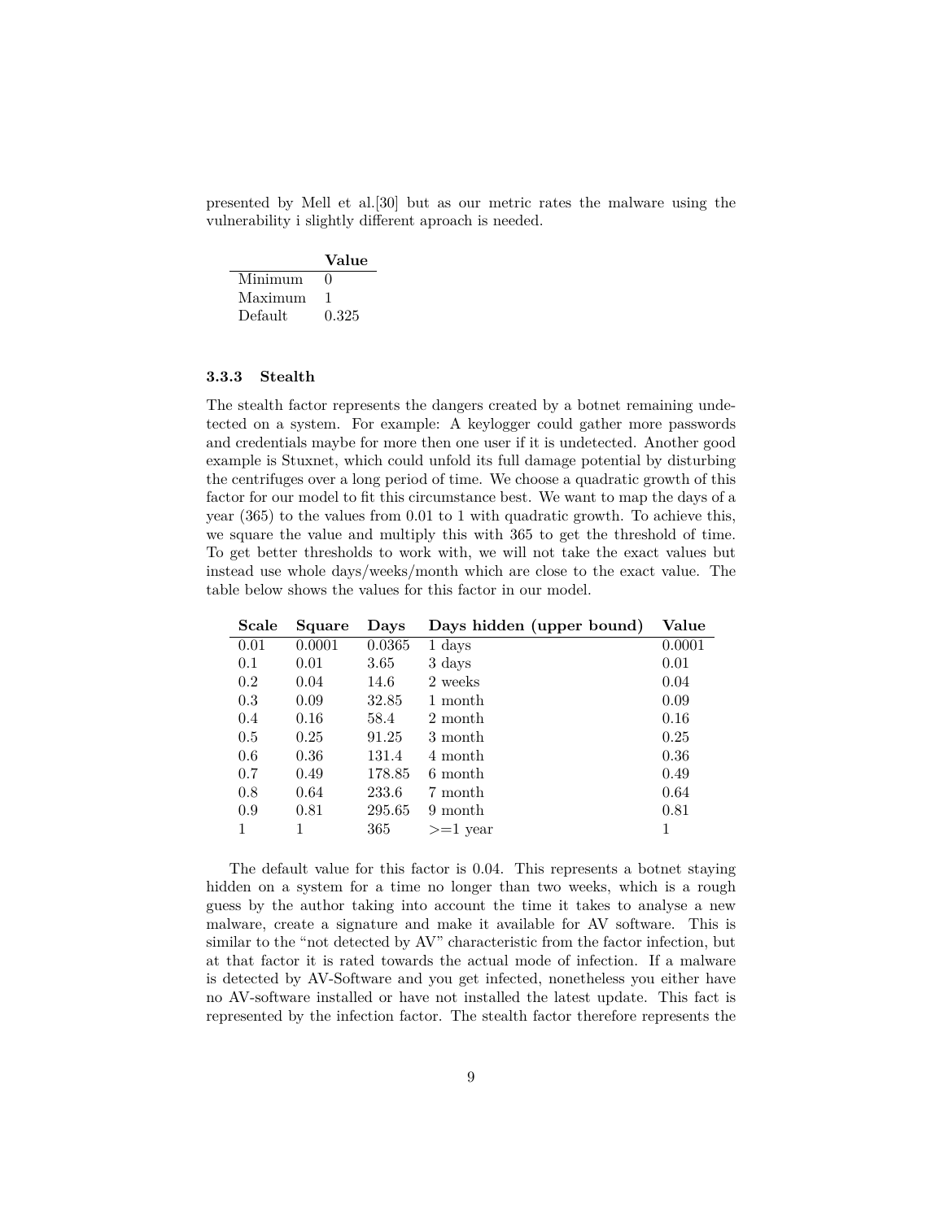presented by Mell et al.[30] but as our metric rates the malware using the vulnerability i slightly different aproach is needed.

| | Value |
|---|---|
| Minimum | 0 |
| Maximum | 1 |
| Default | 0.325 |

### 3.3.3 Stealth

The stealth factor represents the dangers created by a botnet remaining undetected on a system. For example: A keylogger could gather more passwords and credentials maybe for more then one user if it is undetected. Another good example is Stuxnet, which could unfold its full damage potential by disturbing the centrifuges over a long period of time. We choose a quadratic growth of this factor for our model to fit this circumstance best. We want to map the days of a year (365) to the values from 0.01 to 1 with quadratic growth. To achieve this, we square the value and multiply this with 365 to get the threshold of time. To get better thresholds to work with, we will not take the exact values but instead use whole days/weeks/month which are close to the exact value. The table below shows the values for this factor in our model.

| Scale | Square | Days | Days hidden (upper bound) | Value |
|---|---|---|---|---|
| 0.01 | 0.0001 | 0.0365 | 1 days | 0.0001 |
| 0.1 | 0.01 | 3.65 | 3 days | 0.01 |
| 0.2 | 0.04 | 14.6 | 2 weeks | 0.04 |
| 0.3 | 0.09 | 32.85 | 1 month | 0.09 |
| 0.4 | 0.16 | 58.4 | 2 month | 0.16 |
| 0.5 | 0.25 | 91.25 | 3 month | 0.25 |
| 0.6 | 0.36 | 131.4 | 4 month | 0.36 |
| 0.7 | 0.49 | 178.85 | 6 month | 0.49 |
| 0.8 | 0.64 | 233.6 | 7 month | 0.64 |
| 0.9 | 0.81 | 295.65 | 9 month | 0.81 |
| 1 | 1 | 365 | >=1 year | 1 |

The default value for this factor is 0.04. This represents a botnet staying hidden on a system for a time no longer than two weeks, which is a rough guess by the author taking into account the time it takes to analyse a new malware, create a signature and make it available for AV software. This is similar to the "not detected by AV" characteristic from the factor infection, but at that factor it is rated towards the actual mode of infection. If a malware is detected by AV-Software and you get infected, nonetheless you either have no AV-software installed or have not installed the latest update. This fact is represented by the infection factor. The stealth factor therefore represents the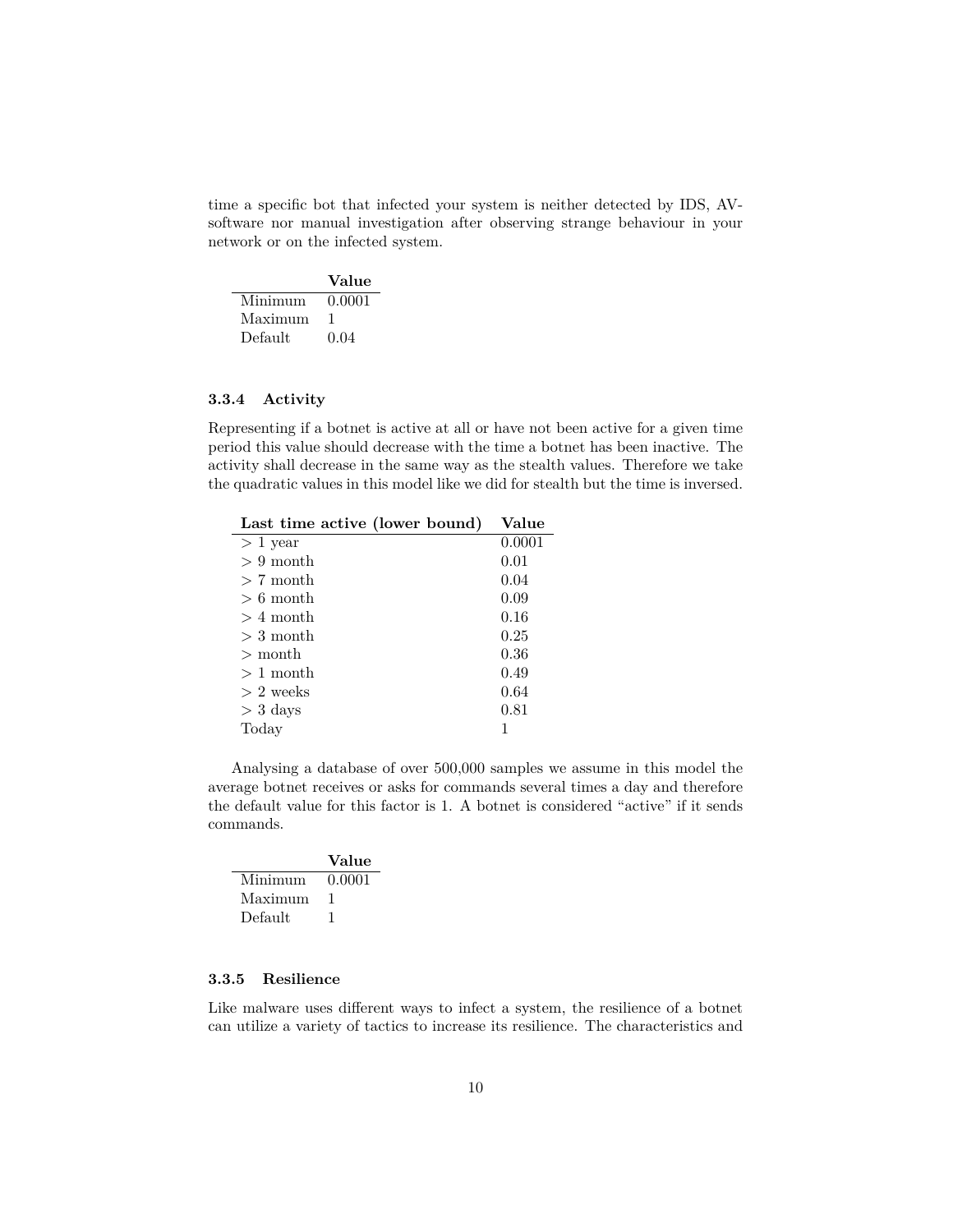time a specific bot that infected your system is neither detected by IDS, AV-software nor manual investigation after observing strange behaviour in your network or on the infected system.

| | Value |
|---|---|
| Minimum | 0.0001 |
| Maximum | 1 |
| Default | 0.04 |

#### 3.3.4 Activity

Representing if a botnet is active at all or have not been active for a given time period this value should decrease with the time a botnet has been inactive. The activity shall decrease in the same way as the stealth values. Therefore we take the quadratic values in this model like we did for stealth but the time is inversed.

| Last time active (lower bound) | Value |
|---|---|
| > 1 year | 0.0001 |
| > 9 month | 0.01 |
| > 7 month | 0.04 |
| > 6 month | 0.09 |
| > 4 month | 0.16 |
| > 3 month | 0.25 |
| > month | 0.36 |
| > 1 month | 0.49 |
| > 2 weeks | 0.64 |
| > 3 days | 0.81 |
| Today | 1 |

Analysing a database of over 500,000 samples we assume in this model the average botnet receives or asks for commands several times a day and therefore the default value for this factor is 1. A botnet is considered “active” if it sends commands.

| | Value |
|---|---|
| Minimum | 0.0001 |
| Maximum | 1 |
| Default | 1 |

#### 3.3.5 Resilience

Like malware uses different ways to infect a system, the resilience of a botnet can utilize a variety of tactics to increase its resilience. The characteristics and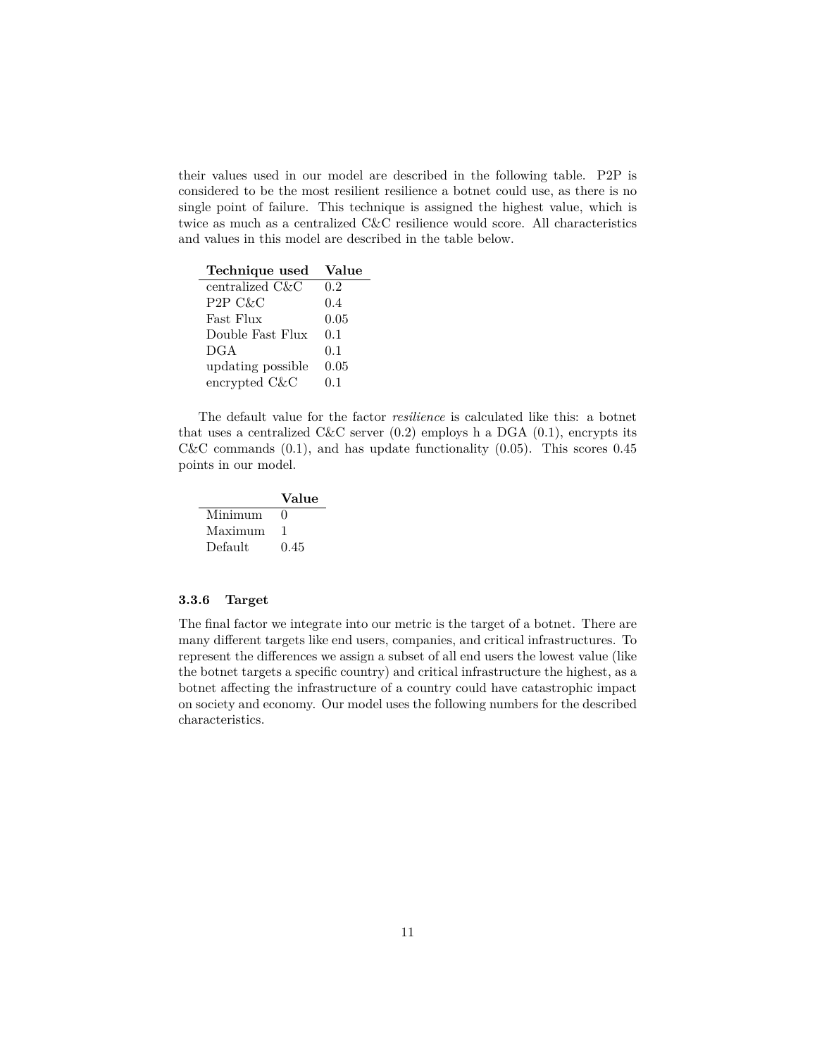their values used in our model are described in the following table. P2P is considered to be the most resilient resilience a botnet could use, as there is no single point of failure. This technique is assigned the highest value, which is twice as much as a centralized C&C resilience would score. All characteristics and values in this model are described in the table below.

| Technique used | Value |
|---|---|
| centralized C&C | 0.2 |
| P2P C&C | 0.4 |
| Fast Flux | 0.05 |
| Double Fast Flux | 0.1 |
| DGA | 0.1 |
| updating possible | 0.05 |
| encrypted C&C | 0.1 |

The default value for the factor *resilience* is calculated like this: a botnet that uses a centralized C&C server (0.2) employs h a DGA (0.1), encrypts its C&C commands (0.1), and has update functionality (0.05). This scores 0.45 points in our model.

| | Value |
|---|---|
| Minimum | 0 |
| Maximum | 1 |
| Default | 0.45 |

### 3.3.6 Target

The final factor we integrate into our metric is the target of a botnet. There are many different targets like end users, companies, and critical infrastructures. To represent the differences we assign a subset of all end users the lowest value (like the botnet targets a specific country) and critical infrastructure the highest, as a botnet affecting the infrastructure of a country could have catastrophic impact on society and economy. Our model uses the following numbers for the described characteristics.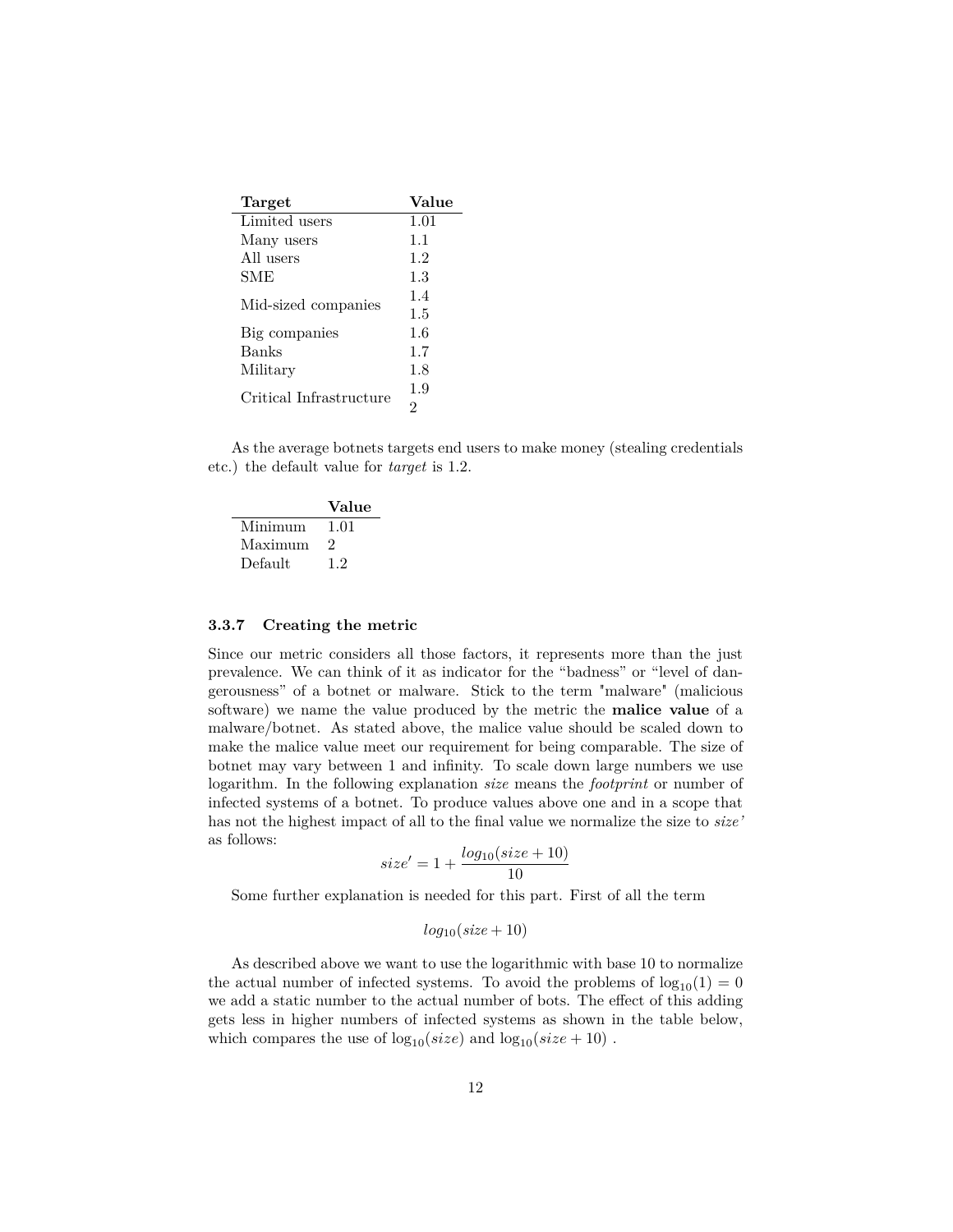| Target | Value |
|---|---|
| Limited users | 1.01 |
| Many users | 1.1 |
| All users | 1.2 |
| SME | 1.3 |
| Mid-sized companies | 1.4 |
| | 1.5 |
| Big companies | 1.6 |
| Banks | 1.7 |
| Military | 1.8 |
| Critical Infrastructure | 1.9 |
| | 2 |

As the average botnets targets end users to make money (stealing credentials etc.) the default value for *target* is 1.2.

| | Value |
|---|---|
| Minimum | 1.01 |
| Maximum | 2 |
| Default | 1.2 |

### 3.3.7 Creating the metric

Since our metric considers all those factors, it represents more than the just prevalence. We can think of it as indicator for the "badness" or "level of dangerousness" of a botnet or malware. Stick to the term "malware" (malicious software) we name the value produced by the metric the **malice value** of a malware/botnet. As stated above, the malice value should be scaled down to make the malice value meet our requirement for being comparable. The size of botnet may vary between 1 and infinity. To scale down large numbers we use logarithm. In the following explanation *size* means the *footprint* or number of infected systems of a botnet. To produce values above one and in a scope that has not the highest impact of all to the final value we normalize the size to *size'* as follows:

$$size' = 1 + \frac{log_{10}(size + 10)}{10}$$

Some further explanation is needed for this part. First of all the term

$$log_{10}(size + 10)$$

As described above we want to use the logarithmic with base 10 to normalize the actual number of infected systems. To avoid the problems of $\log_{10}(1) = 0$ we add a static number to the actual number of bots. The effect of this adding gets less in higher numbers of infected systems as shown in the table below, which compares the use of $\log_{10}(size)$ and $\log_{10}(size + 10)$ .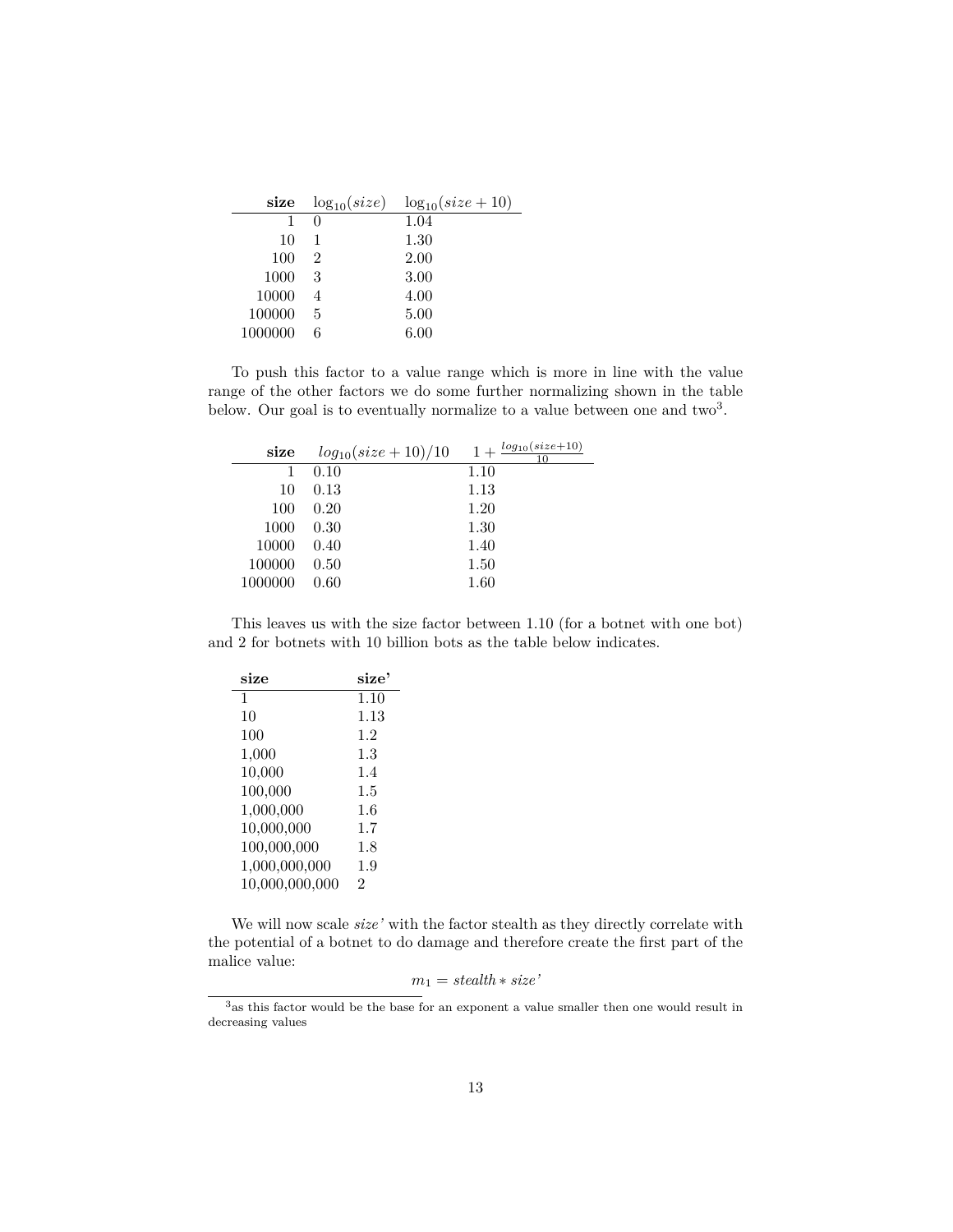| **size** | $\log_{10}(size)$ | $\log_{10}(size+10)$ |
|---:|---|---|
| 1 | 0 | 1.04 |
| 10 | 1 | 1.30 |
| 100 | 2 | 2.00 |
| 1000 | 3 | 3.00 |
| 10000 | 4 | 4.00 |
| 100000 | 5 | 5.00 |
| 1000000 | 6 | 6.00 |

To push this factor to a value range which is more in line with the value range of the other factors we do some further normalizing shown in the table below. Our goal is to eventually normalize to a value between one and two[3].

| **size** | $log_{10}(size+10)/10$ | $1 + \frac{log_{10}(size+10)}{10}$ |
|---:|---|---|
| 1 | 0.10 | 1.10 |
| 10 | 0.13 | 1.13 |
| 100 | 0.20 | 1.20 |
| 1000 | 0.30 | 1.30 |
| 10000 | 0.40 | 1.40 |
| 100000 | 0.50 | 1.50 |
| 1000000 | 0.60 | 1.60 |

This leaves us with the size factor between 1.10 (for a botnet with one bot) and 2 for botnets with 10 billion bots as the table below indicates.

| **size** | **size'** |
|---|---|
| 1 | 1.10 |
| 10 | 1.13 |
| 100 | 1.2 |
| 1,000 | 1.3 |
| 10,000 | 1.4 |
| 100,000 | 1.5 |
| 1,000,000 | 1.6 |
| 10,000,000 | 1.7 |
| 100,000,000 | 1.8 |
| 1,000,000,000 | 1.9 |
| 10,000,000,000 | 2 |

We will now scale *size'* with the factor stealth as they directly correlate with the potential of a botnet to do damage and therefore create the first part of the malice value:

$$m_1 = stealth * size'$$

[3] as this factor would be the base for an exponent a value smaller then one would result in decreasing values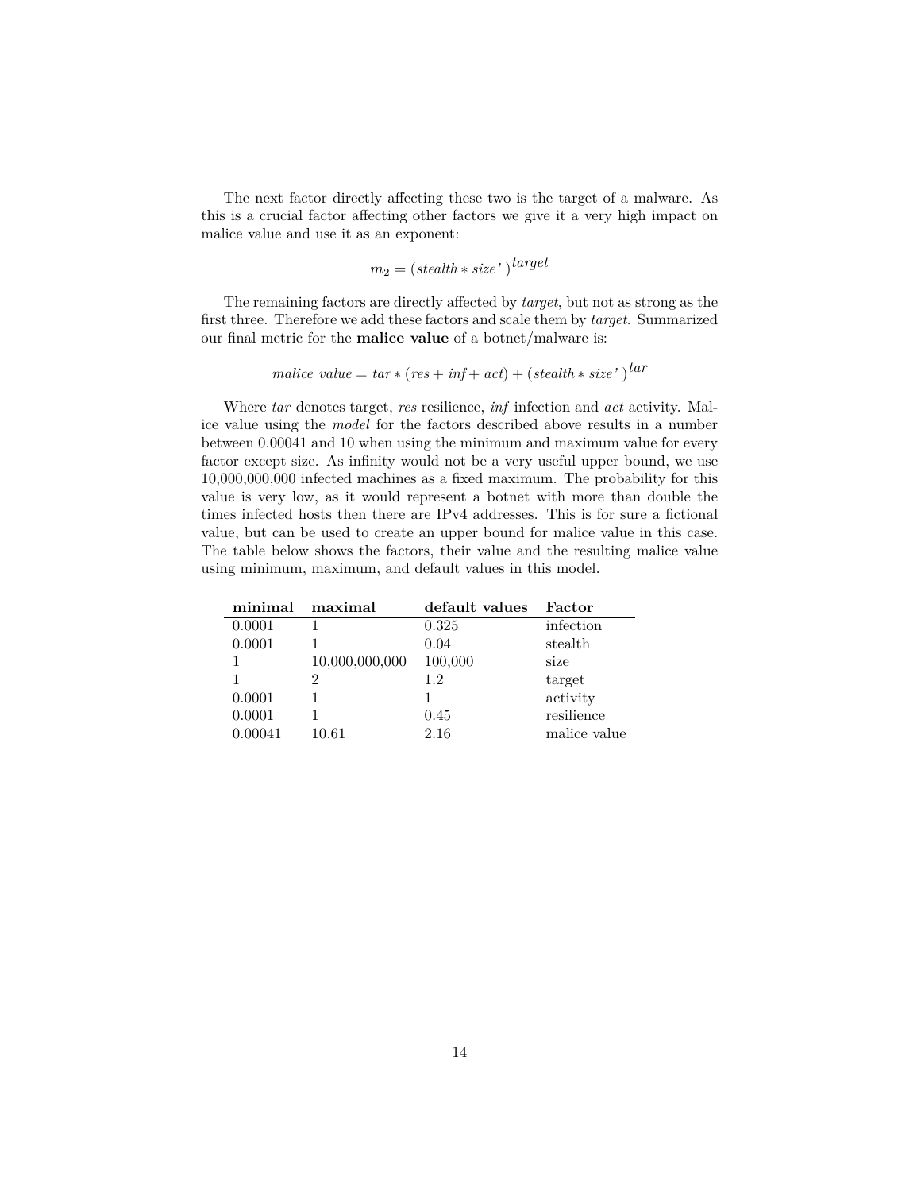The next factor directly affecting these two is the target of a malware. As this is a crucial factor affecting other factors we give it a very high impact on malice value and use it as an exponent:

$$m_2 = (stealth * size')^{target}$$

The remaining factors are directly affected by *target*, but not as strong as the first three. Therefore we add these factors and scale them by *target*. Summarized our final metric for the **malice value** of a botnet/malware is:

$$malice\ value = tar * (res + inf + act) + (stealth * size')^{tar}$$

Where *tar* denotes target, *res* resilience, *inf* infection and *act* activity. Malice value using the *model* for the factors described above results in a number between 0.00041 and 10 when using the minimum and maximum value for every factor except size. As infinity would not be a very useful upper bound, we use 10,000,000,000 infected machines as a fixed maximum. The probability for this value is very low, as it would represent a botnet with more than double the times infected hosts then there are IPv4 addresses. This is for sure a fictional value, but can be used to create an upper bound for malice value in this case. The table below shows the factors, their value and the resulting malice value using minimum, maximum, and default values in this model.

| **minimal** | **maximal** | **default values** | **Factor** |
|---|---|---|---|
| 0.0001 | 1 | 0.325 | infection |
| 0.0001 | 1 | 0.04 | stealth |
| 1 | 10,000,000,000 | 100,000 | size |
| 1 | 2 | 1.2 | target |
| 0.0001 | 1 | 1 | activity |
| 0.0001 | 1 | 0.45 | resilience |
| 0.00041 | 10.61 | 2.16 | malice value |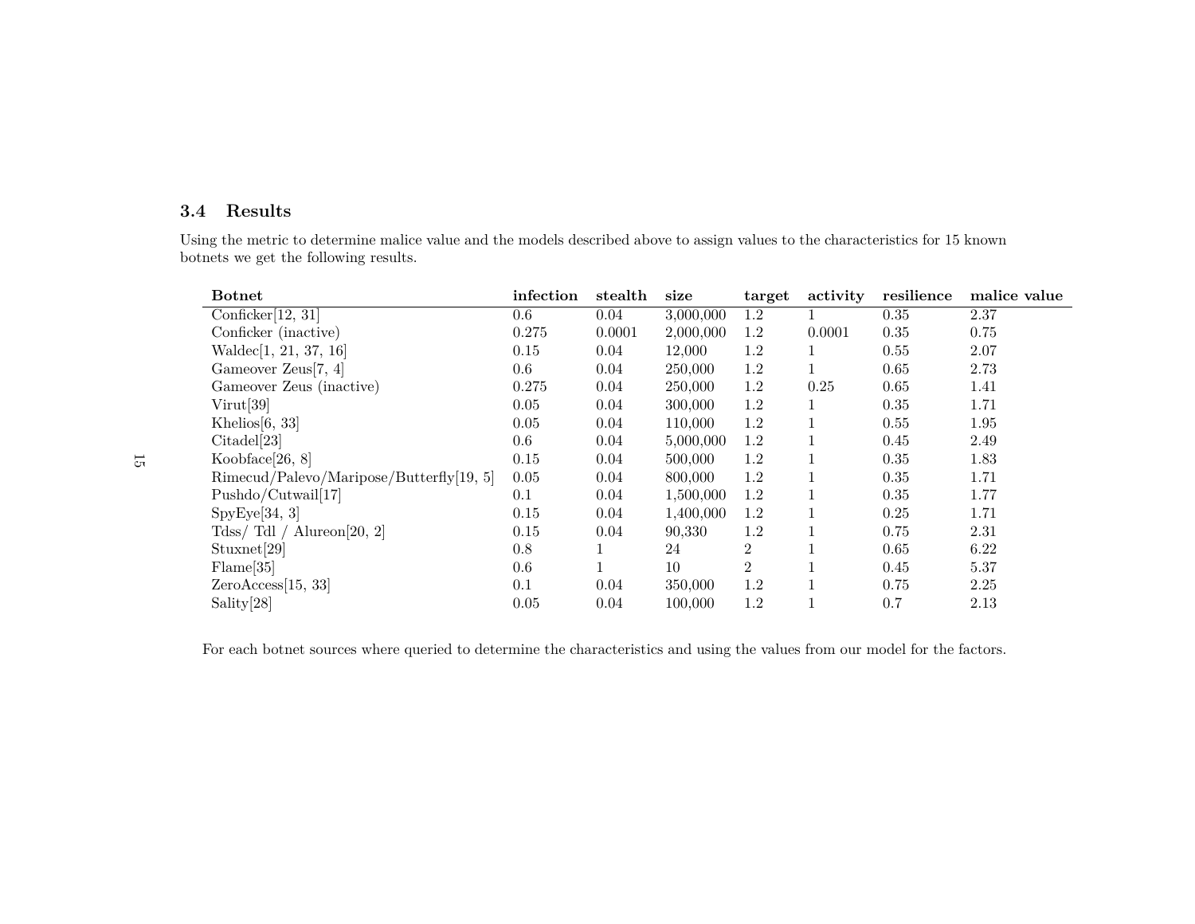### 3.4 Results

Using the metric to determine malice value and the models described above to assign values to the characteristics for 15 known botnets we get the following results.

| Botnet | infection | stealth | size | target | activity | resilience | malice value |
|---|---|---|---|---|---|---|---|
| Conficker[12, 31] | 0.6 | 0.04 | 3,000,000 | 1.2 | 1 | 0.35 | 2.37 |
| Conficker (inactive) | 0.275 | 0.0001 | 2,000,000 | 1.2 | 0.0001 | 0.35 | 0.75 |
| Waldec[1, 21, 37, 16] | 0.15 | 0.04 | 12,000 | 1.2 | 1 | 0.55 | 2.07 |
| Gameover Zeus[7, 4] | 0.6 | 0.04 | 250,000 | 1.2 | 1 | 0.65 | 2.73 |
| Gameover Zeus (inactive) | 0.275 | 0.04 | 250,000 | 1.2 | 0.25 | 0.65 | 1.41 |
| Virut[39] | 0.05 | 0.04 | 300,000 | 1.2 | 1 | 0.35 | 1.71 |
| Khelios[6, 33] | 0.05 | 0.04 | 110,000 | 1.2 | 1 | 0.55 | 1.95 |
| Citadel[23] | 0.6 | 0.04 | 5,000,000 | 1.2 | 1 | 0.45 | 2.49 |
| Koobface[26, 8] | 0.15 | 0.04 | 500,000 | 1.2 | 1 | 0.35 | 1.83 |
| Rimecud/Palevo/Maripose/Butterfly[19, 5] | 0.05 | 0.04 | 800,000 | 1.2 | 1 | 0.35 | 1.71 |
| Pushdo/Cutwail[17] | 0.1 | 0.04 | 1,500,000 | 1.2 | 1 | 0.35 | 1.77 |
| SpyEye[34, 3] | 0.15 | 0.04 | 1,400,000 | 1.2 | 1 | 0.25 | 1.71 |
| Tdss/ Tdl / Alureon[20, 2] | 0.15 | 0.04 | 90,330 | 1.2 | 1 | 0.75 | 2.31 |
| Stuxnet[29] | 0.8 | 1 | 24 | 2 | 1 | 0.65 | 6.22 |
| Flame[35] | 0.6 | 1 | 10 | 2 | 1 | 0.45 | 5.37 |
| ZeroAccess[15, 33] | 0.1 | 0.04 | 350,000 | 1.2 | 1 | 0.75 | 2.25 |
| Sality[28] | 0.05 | 0.04 | 100,000 | 1.2 | 1 | 0.7 | 2.13 |

For each botnet sources where queried to determine the characteristics and using the values from our model for the factors.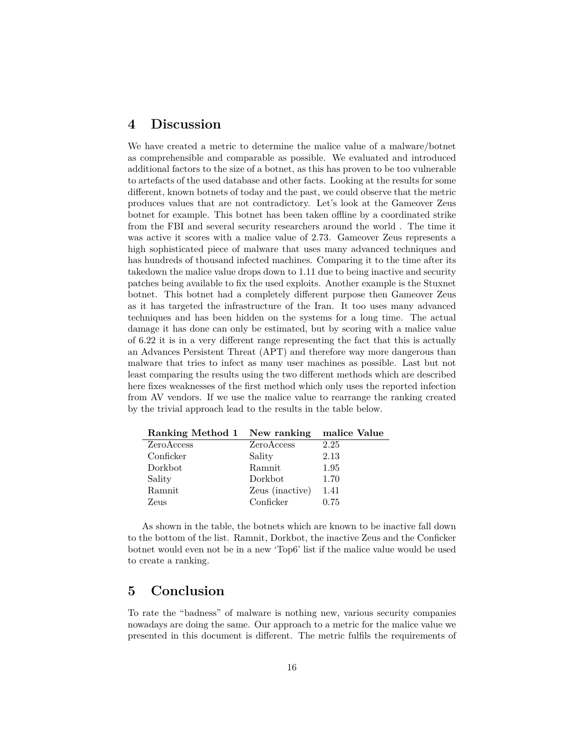# 4 Discussion

We have created a metric to determine the malice value of a malware/botnet as comprehensible and comparable as possible. We evaluated and introduced additional factors to the size of a botnet, as this has proven to be too vulnerable to artefacts of the used database and other facts. Looking at the results for some different, known botnets of today and the past, we could observe that the metric produces values that are not contradictory. Let's look at the Gameover Zeus botnet for example. This botnet has been taken offline by a coordinated strike from the FBI and several security researchers around the world . The time it was active it scores with a malice value of 2.73. Gameover Zeus represents a high sophisticated piece of malware that uses many advanced techniques and has hundreds of thousand infected machines. Comparing it to the time after its takedown the malice value drops down to 1.11 due to being inactive and security patches being available to fix the used exploits. Another example is the Stuxnet botnet. This botnet had a completely different purpose then Gameover Zeus as it has targeted the infrastructure of the Iran. It too uses many advanced techniques and has been hidden on the systems for a long time. The actual damage it has done can only be estimated, but by scoring with a malice value of 6.22 it is in a very different range representing the fact that this is actually an Advances Persistent Threat (APT) and therefore way more dangerous than malware that tries to infect as many user machines as possible. Last but not least comparing the results using the two different methods which are described here fixes weaknesses of the first method which only uses the reported infection from AV vendors. If we use the malice value to rearrange the ranking created by the trivial approach lead to the results in the table below.

| Ranking Method 1 | New ranking | malice Value |
|---|---|---|
| ZeroAccess | ZeroAccess | 2.25 |
| Conficker | Sality | 2.13 |
| Dorkbot | Ramnit | 1.95 |
| Sality | Dorkbot | 1.70 |
| Ramnit | Zeus (inactive) | 1.41 |
| Zeus | Conficker | 0.75 |

As shown in the table, the botnets which are known to be inactive fall down to the bottom of the list. Ramnit, Dorkbot, the inactive Zeus and the Conficker botnet would even not be in a new 'Top6' list if the malice value would be used to create a ranking.

# 5 Conclusion

To rate the "badness" of malware is nothing new, various security companies nowadays are doing the same. Our approach to a metric for the malice value we presented in this document is different. The metric fulfils the requirements of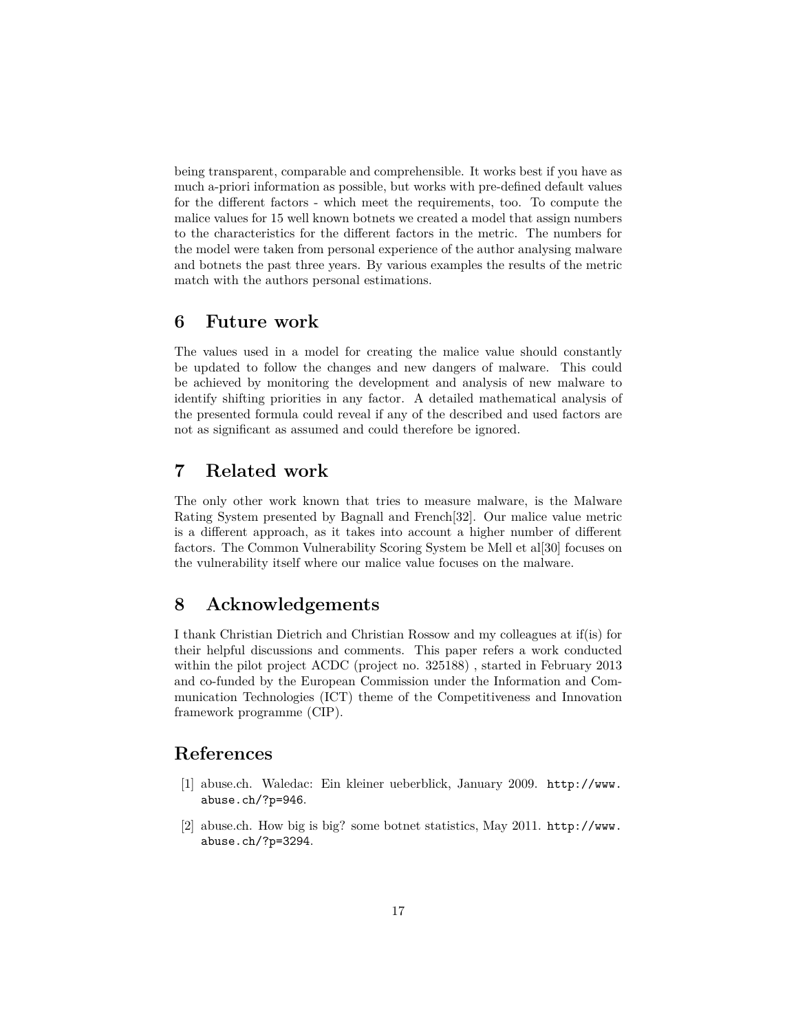being transparent, comparable and comprehensible. It works best if you have as much a-priori information as possible, but works with pre-defined default values for the different factors - which meet the requirements, too. To compute the malice values for 15 well known botnets we created a model that assign numbers to the characteristics for the different factors in the metric. The numbers for the model were taken from personal experience of the author analysing malware and botnets the past three years. By various examples the results of the metric match with the authors personal estimations.

## 6 Future work

The values used in a model for creating the malice value should constantly be updated to follow the changes and new dangers of malware. This could be achieved by monitoring the development and analysis of new malware to identify shifting priorities in any factor. A detailed mathematical analysis of the presented formula could reveal if any of the described and used factors are not as significant as assumed and could therefore be ignored.

## 7 Related work

The only other work known that tries to measure malware, is the Malware Rating System presented by Bagnall and French[32]. Our malice value metric is a different approach, as it takes into account a higher number of different factors. The Common Vulnerability Scoring System be Mell et al[30] focuses on the vulnerability itself where our malice value focuses on the malware.

## 8 Acknowledgements

I thank Christian Dietrich and Christian Rossow and my colleagues at if(is) for their helpful discussions and comments. This paper refers a work conducted within the pilot project ACDC (project no. 325188) , started in February 2013 and co-funded by the European Commission under the Information and Communication Technologies (ICT) theme of the Competitiveness and Innovation framework programme (CIP).

## References

[1] abuse.ch. Waledac: Ein kleiner ueberblick, January 2009. http://www.abuse.ch/?p=946.

[2] abuse.ch. How big is big? some botnet statistics, May 2011. http://www.abuse.ch/?p=3294.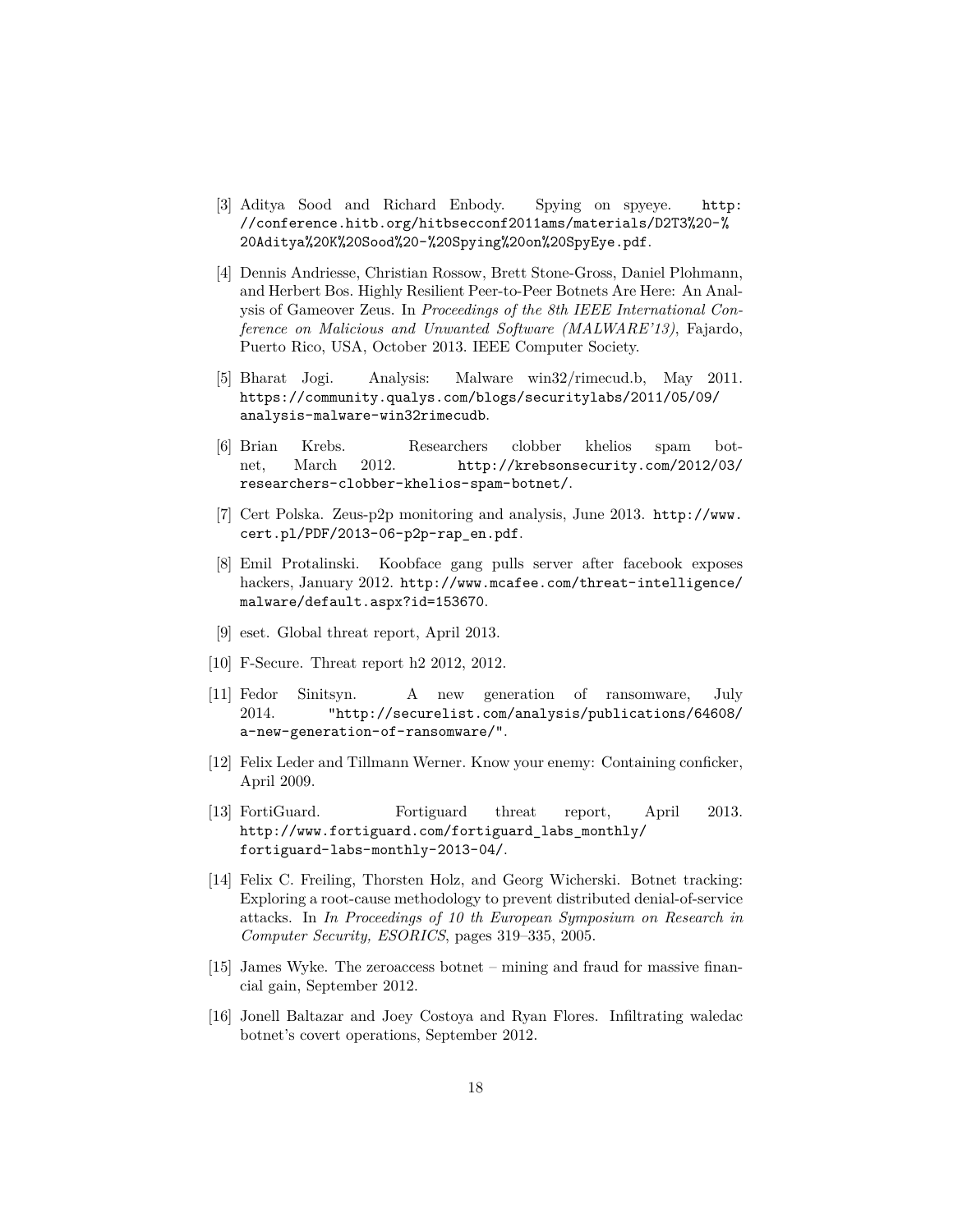[3] Aditya Sood and Richard Enbody. Spying on spyeye. http://conference.hitb.org/hitbsecconf2011ams/materials/D2T3%20-%20Aditya%20K%20Sood%20-%20Spying%20on%20SpyEye.pdf.

[4] Dennis Andriesse, Christian Rossow, Brett Stone-Gross, Daniel Plohmann, and Herbert Bos. Highly Resilient Peer-to-Peer Botnets Are Here: An Analysis of Gameover Zeus. In *Proceedings of the 8th IEEE International Conference on Malicious and Unwanted Software (MALWARE'13)*, Fajardo, Puerto Rico, USA, October 2013. IEEE Computer Society.

[5] Bharat Jogi. Analysis: Malware win32/rimecud.b, May 2011. https://community.qualys.com/blogs/securitylabs/2011/05/09/analysis-malware-win32rimecudb.

[6] Brian Krebs. Researchers clobber khelios spam botnet, March 2012. http://krebsonsecurity.com/2012/03/researchers-clobber-khelios-spam-botnet/.

[7] Cert Polska. Zeus-p2p monitoring and analysis, June 2013. http://www.cert.pl/PDF/2013-06-p2p-rap_en.pdf.

[8] Emil Protalinski. Koobface gang pulls server after facebook exposes hackers, January 2012. http://www.mcafee.com/threat-intelligence/malware/default.aspx?id=153670.

[9] eset. Global threat report, April 2013.

[10] F-Secure. Threat report h2 2012, 2012.

[11] Fedor Sinitsyn. A new generation of ransomware, July 2014. "http://securelist.com/analysis/publications/64608/a-new-generation-of-ransomware/".

[12] Felix Leder and Tillmann Werner. Know your enemy: Containing conficker, April 2009.

[13] FortiGuard. Fortiguard threat report, April 2013. http://www.fortiguard.com/fortiguard_labs_monthly/fortiguard-labs-monthly-2013-04/.

[14] Felix C. Freiling, Thorsten Holz, and Georg Wicherski. Botnet tracking: Exploring a root-cause methodology to prevent distributed denial-of-service attacks. In *In Proceedings of 10 th European Symposium on Research in Computer Security, ESORICS*, pages 319–335, 2005.

[15] James Wyke. The zeroaccess botnet – mining and fraud for massive financial gain, September 2012.

[16] Jonell Baltazar and Joey Costoya and Ryan Flores. Infiltrating waledac botnet's covert operations, September 2012.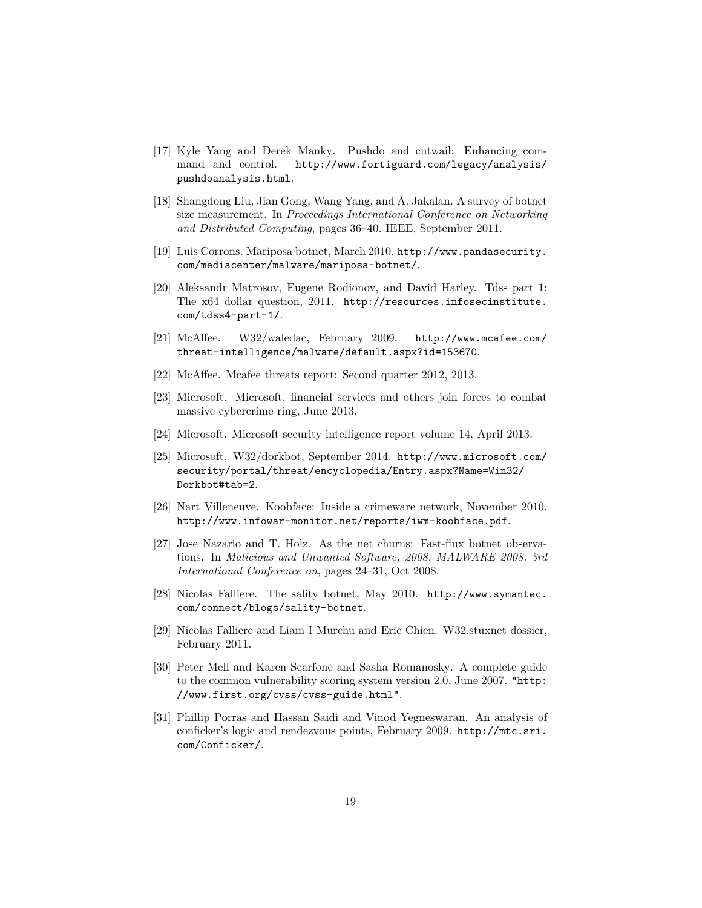[17] Kyle Yang and Derek Manky. Pushdo and cutwail: Enhancing command and control. http://www.fortiguard.com/legacy/analysis/pushdoanalysis.html.

[18] Shangdong Liu, Jian Gong, Wang Yang, and A. Jakalan. A survey of botnet size measurement. In *Proceedings International Conference on Networking and Distributed Computing*, pages 36–40. IEEE, September 2011.

[19] Luis Corrons. Mariposa botnet, March 2010. http://www.pandasecurity.com/mediacenter/malware/mariposa-botnet/.

[20] Aleksandr Matrosov, Eugene Rodionov, and David Harley. Tdss part 1: The x64 dollar question, 2011. http://resources.infosecinstitute.com/tdss4-part-1/.

[21] McAffee. W32/waledac, February 2009. http://www.mcafee.com/threat-intelligence/malware/default.aspx?id=153670.

[22] McAffee. Mcafee threats report: Second quarter 2012, 2013.

[23] Microsoft. Microsoft, financial services and others join forces to combat massive cybercrime ring, June 2013.

[24] Microsoft. Microsoft security intelligence report volume 14, April 2013.

[25] Microsoft. W32/dorkbot, September 2014. http://www.microsoft.com/security/portal/threat/encyclopedia/Entry.aspx?Name=Win32/Dorkbot#tab=2.

[26] Nart Villeneuve. Koobface: Inside a crimeware network, November 2010. http://www.infowar-monitor.net/reports/iwm-koobface.pdf.

[27] Jose Nazario and T. Holz. As the net churns: Fast-flux botnet observations. In *Malicious and Unwanted Software, 2008. MALWARE 2008. 3rd International Conference on*, pages 24–31, Oct 2008.

[28] Nicolas Falliere. The sality botnet, May 2010. http://www.symantec.com/connect/blogs/sality-botnet.

[29] Nicolas Falliere and Liam I Murchu and Eric Chien. W32.stuxnet dossier, February 2011.

[30] Peter Mell and Karen Scarfone and Sasha Romanosky. A complete guide to the common vulnerability scoring system version 2.0, June 2007. "http://www.first.org/cvss/cvss-guide.html".

[31] Phillip Porras and Hassan Saidi and Vinod Yegneswaran. An analysis of conficker's logic and rendezvous points, February 2009. http://mtc.sri.com/Conficker/.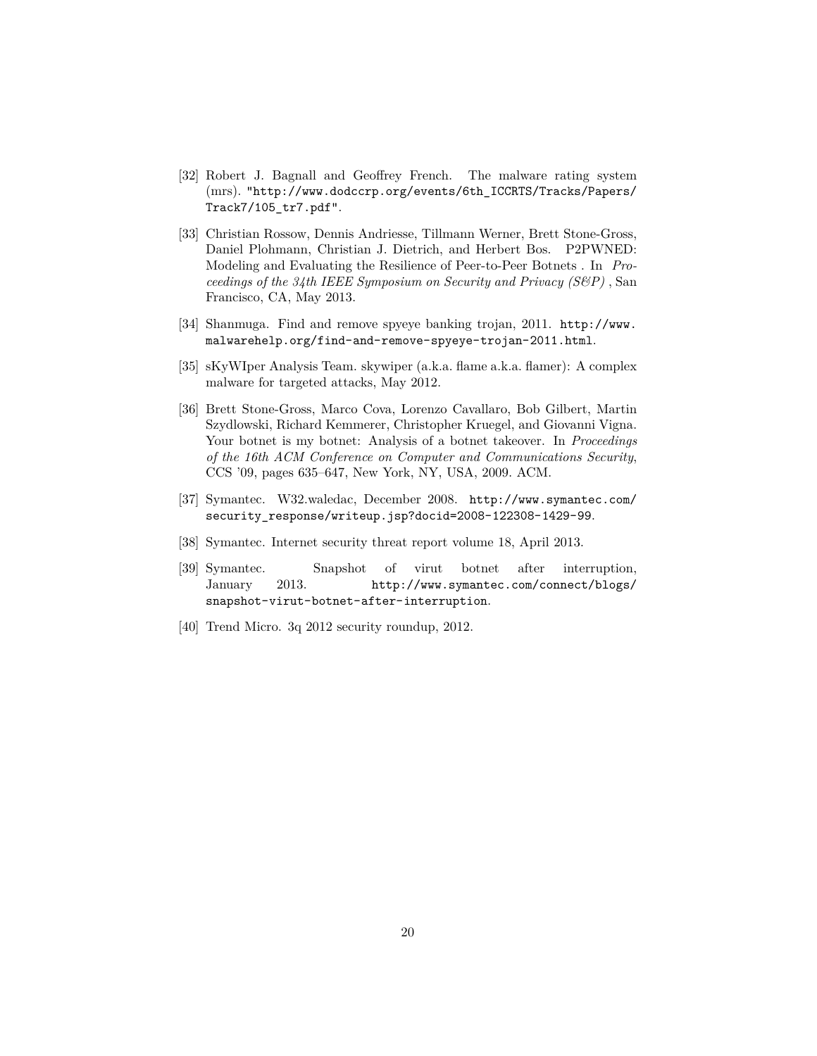[32] Robert J. Bagnall and Geoffrey French. The malware rating system (mrs). "http://www.dodccrp.org/events/6th_ICCRTS/Tracks/Papers/Track7/105_tr7.pdf".

[33] Christian Rossow, Dennis Andriesse, Tillmann Werner, Brett Stone-Gross, Daniel Plohmann, Christian J. Dietrich, and Herbert Bos. P2PWNED: Modeling and Evaluating the Resilience of Peer-to-Peer Botnets . In *Proceedings of the 34th IEEE Symposium on Security and Privacy (S&P)* , San Francisco, CA, May 2013.

[34] Shanmuga. Find and remove spyeye banking trojan, 2011. http://www.malwarehelp.org/find-and-remove-spyeye-trojan-2011.html.

[35] sKyWIper Analysis Team. skywiper (a.k.a. flame a.k.a. flamer): A complex malware for targeted attacks, May 2012.

[36] Brett Stone-Gross, Marco Cova, Lorenzo Cavallaro, Bob Gilbert, Martin Szydlowski, Richard Kemmerer, Christopher Kruegel, and Giovanni Vigna. Your botnet is my botnet: Analysis of a botnet takeover. In *Proceedings of the 16th ACM Conference on Computer and Communications Security*, CCS '09, pages 635–647, New York, NY, USA, 2009. ACM.

[37] Symantec. W32.waledac, December 2008. http://www.symantec.com/security_response/writeup.jsp?docid=2008-122308-1429-99.

[38] Symantec. Internet security threat report volume 18, April 2013.

[39] Symantec. Snapshot of virut botnet after interruption, January 2013. http://www.symantec.com/connect/blogs/snapshot-virut-botnet-after-interruption.

[40] Trend Micro. 3q 2012 security roundup, 2012.